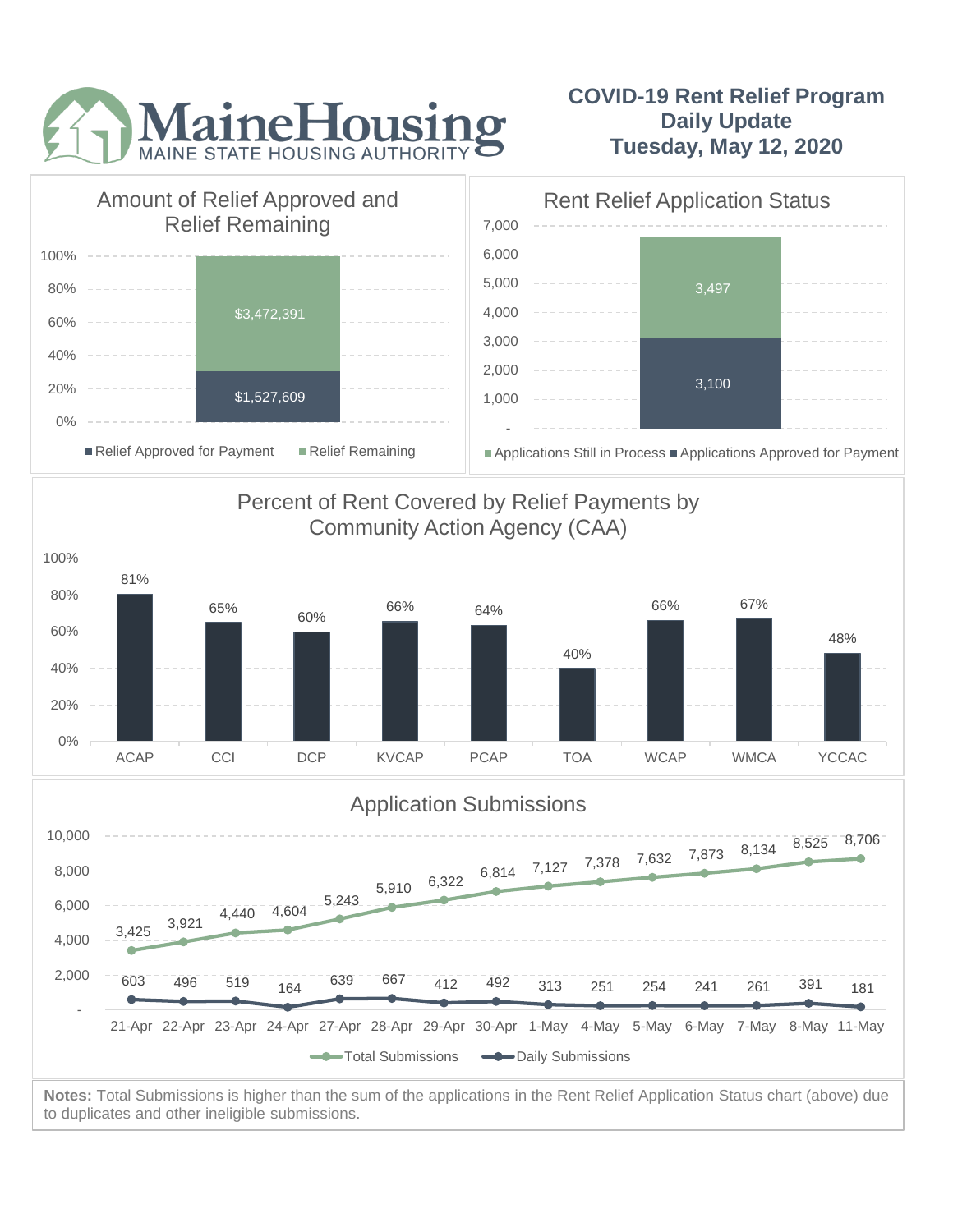MaineHousing
MAINE STATE HOUSING AUTHORITY

# COVID-19 Rent Relief Program Daily Update
## Tuesday, May 12, 2020

### Amount of Relief Approved and Relief Remaining

| Category | Amount |
|---|---|
| Relief Approved for Payment | $1,527,609 |
| Relief Remaining | $3,472,391 |

### Rent Relief Application Status

| Category | Count |
|---|---|
| Applications Still in Process | 3,497 |
| Applications Approved for Payment | 3,100 |

### Percent of Rent Covered by Relief Payments by Community Action Agency (CAA)

| CAA | Percent |
|---|---|
| ACAP | 81% |
| CCI | 65% |
| DCP | 60% |
| KVCAP | 66% |
| PCAP | 64% |
| TOA | 40% |
| WCAP | 66% |
| WMCA | 67% |
| YCCAC | 48% |

### Application Submissions

| Date | Total Submissions | Daily Submissions |
|---|---|---|
| 21-Apr | 3,425 | 603 |
| 22-Apr | 3,921 | 496 |
| 23-Apr | 4,440 | 519 |
| 24-Apr | 4,604 | 164 |
| 27-Apr | 5,243 | 639 |
| 28-Apr | 5,910 | 667 |
| 29-Apr | 6,322 | 412 |
| 30-Apr | 6,814 | 492 |
| 1-May | 7,127 | 313 |
| 4-May | 7,378 | 251 |
| 5-May | 7,632 | 254 |
| 6-May | 7,873 | 241 |
| 7-May | 8,134 | 261 |
| 8-May | 8,525 | 391 |
| 11-May | 8,706 | 181 |

**Notes:** Total Submissions is higher than the sum of the applications in the Rent Relief Application Status chart (above) due to duplicates and other ineligible submissions.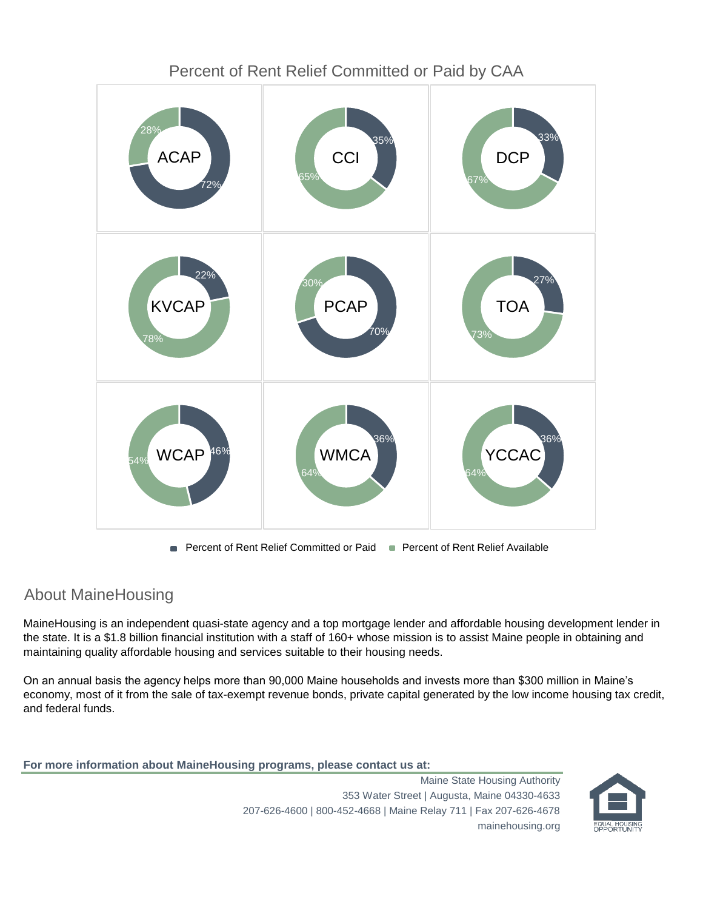Percent of Rent Relief Committed or Paid by CAA

ACAP
28%
72%

CCI
35%
65%

DCP
33%
67%

KVCAP
22%
78%

PCAP
30%
70%

TOA
27%
73%

WCAP
46%
54%

WMCA
36%
64%

YCCAC
36%
64%

Percent of Rent Relief Committed or Paid
Percent of Rent Relief Available

## About MaineHousing

MaineHousing is an independent quasi-state agency and a top mortgage lender and affordable housing development lender in the state. It is a $1.8 billion financial institution with a staff of 160+ whose mission is to assist Maine people in obtaining and maintaining quality affordable housing and services suitable to their housing needs.

On an annual basis the agency helps more than 90,000 Maine households and invests more than $300 million in Maine's economy, most of it from the sale of tax-exempt revenue bonds, private capital generated by the low income housing tax credit, and federal funds.

**For more information about MaineHousing programs, please contact us at:**

Maine State Housing Authority
353 Water Street | Augusta, Maine 04330-4633
207-626-4600 | 800-452-4668 | Maine Relay 711 | Fax 207-626-4678
mainehousing.org

EQUAL HOUSING OPPORTUNITY